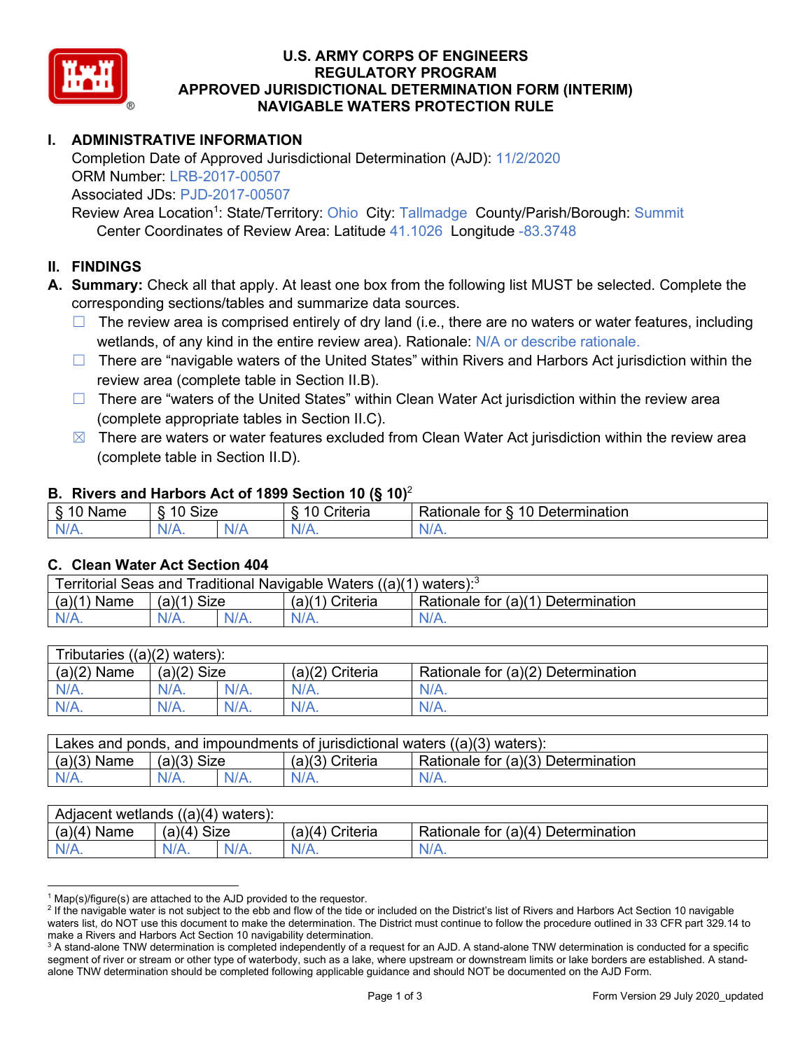# U.S. ARMY CORPS OF ENGINEERS
# REGULATORY PROGRAM
# APPROVED JURISDICTIONAL DETERMINATION FORM (INTERIM)
# NAVIGABLE WATERS PROTECTION RULE

## I. ADMINISTRATIVE INFORMATION

Completion Date of Approved Jurisdictional Determination (AJD): 11/2/2020
ORM Number: LRB-2017-00507
Associated JDs: PJD-2017-00507
Review Area Location[1]: State/Territory: Ohio City: Tallmadge County/Parish/Borough: Summit
Center Coordinates of Review Area: Latitude 41.1026 Longitude -83.3748

## II. FINDINGS

**A. Summary:** Check all that apply. At least one box from the following list MUST be selected. Complete the corresponding sections/tables and summarize data sources.

- ☐ The review area is comprised entirely of dry land (i.e., there are no waters or water features, including wetlands, of any kind in the entire review area). Rationale: N/A or describe rationale.
- ☐ There are "navigable waters of the United States" within Rivers and Harbors Act jurisdiction within the review area (complete table in Section II.B).
- ☐ There are "waters of the United States" within Clean Water Act jurisdiction within the review area (complete appropriate tables in Section II.C).
- ☒ There are waters or water features excluded from Clean Water Act jurisdiction within the review area (complete table in Section II.D).

### B. Rivers and Harbors Act of 1899 Section 10 (§ 10)[2]

| § 10 Name | § 10 Size | | § 10 Criteria | Rationale for § 10 Determination |
|---|---|---|---|---|
| N/A. | N/A. | N/A | N/A. | N/A. |

### C. Clean Water Act Section 404

| Territorial Seas and Traditional Navigable Waters ((a)(1) waters):[3] | | | | |
|---|---|---|---|---|
| (a)(1) Name | (a)(1) Size | | (a)(1) Criteria | Rationale for (a)(1) Determination |
| N/A. | N/A. | N/A. | N/A. | N/A. |

| Tributaries ((a)(2) waters): | | | | |
|---|---|---|---|---|
| (a)(2) Name | (a)(2) Size | | (a)(2) Criteria | Rationale for (a)(2) Determination |
| N/A. | N/A. | N/A. | N/A. | N/A. |
| N/A. | N/A. | N/A. | N/A. | N/A. |

| Lakes and ponds, and impoundments of jurisdictional waters ((a)(3) waters): | | | | |
|---|---|---|---|---|
| (a)(3) Name | (a)(3) Size | | (a)(3) Criteria | Rationale for (a)(3) Determination |
| N/A. | N/A. | N/A. | N/A. | N/A. |

| Adjacent wetlands ((a)(4) waters): | | | | |
|---|---|---|---|---|
| (a)(4) Name | (a)(4) Size | | (a)(4) Criteria | Rationale for (a)(4) Determination |
| N/A. | N/A. | N/A. | N/A. | N/A. |

---

[1] Map(s)/figure(s) are attached to the AJD provided to the requestor.
[2] If the navigable water is not subject to the ebb and flow of the tide or included on the District's list of Rivers and Harbors Act Section 10 navigable waters list, do NOT use this document to make the determination. The District must continue to follow the procedure outlined in 33 CFR part 329.14 to make a Rivers and Harbors Act Section 10 navigability determination.
[3] A stand-alone TNW determination is completed independently of a request for an AJD. A stand-alone TNW determination is conducted for a specific segment of river or stream or other type of waterbody, such as a lake, where upstream or downstream limits or lake borders are established. A stand-alone TNW determination should be completed following applicable guidance and should NOT be documented on the AJD Form.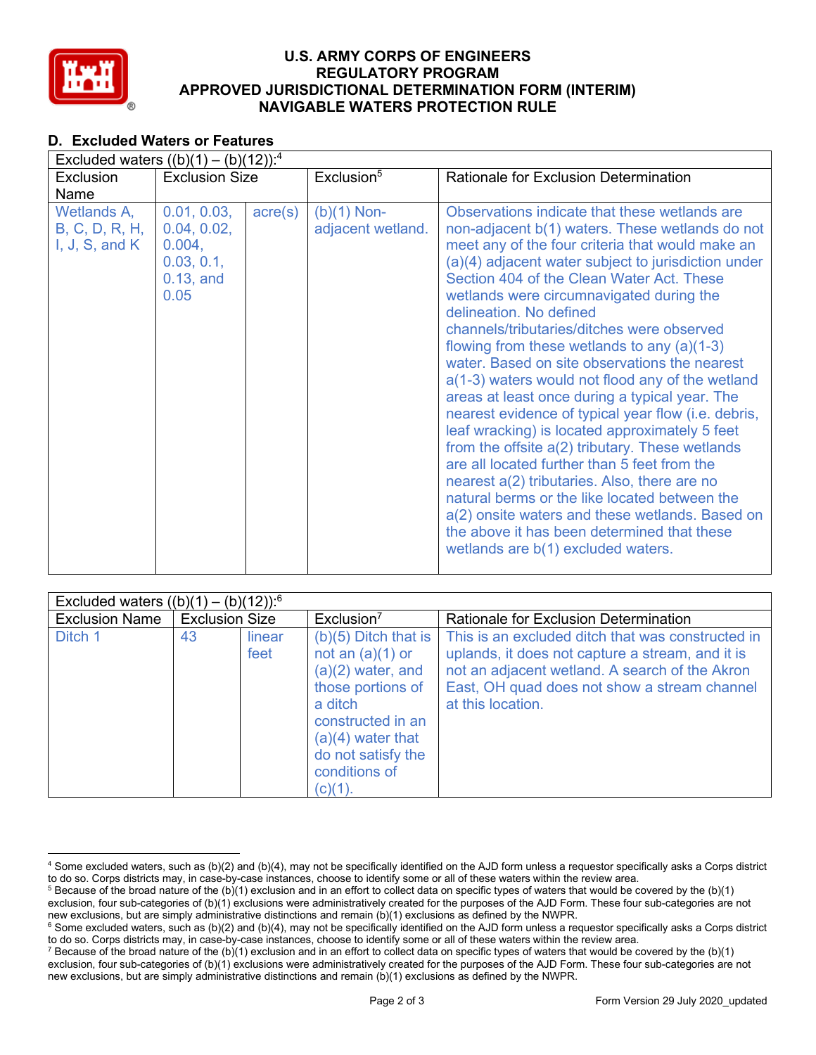**U.S. ARMY CORPS OF ENGINEERS**
**REGULATORY PROGRAM**
**APPROVED JURISDICTIONAL DETERMINATION FORM (INTERIM)**
**NAVIGABLE WATERS PROTECTION RULE**

## D. Excluded Waters or Features

| Excluded waters ((b)(1) – (b)(12)):[4] | | | | |
|---|---|---|---|---|
| Exclusion Name | Exclusion Size | | Exclusion[5] | Rationale for Exclusion Determination |
| Wetlands A, B, C, D, R, H, I, J, S, and K | 0.01, 0.03, 0.04, 0.02, 0.004, 0.03, 0.1, 0.13, and 0.05 | acre(s) | (b)(1) Non-adjacent wetland. | Observations indicate that these wetlands are non-adjacent b(1) waters. These wetlands do not meet any of the four criteria that would make an (a)(4) adjacent water subject to jurisdiction under Section 404 of the Clean Water Act. These wetlands were circumnavigated during the delineation. No defined channels/tributaries/ditches were observed flowing from these wetlands to any (a)(1-3) water. Based on site observations the nearest a(1-3) waters would not flood any of the wetland areas at least once during a typical year. The nearest evidence of typical year flow (i.e. debris, leaf wracking) is located approximately 5 feet from the offsite a(2) tributary. These wetlands are all located further than 5 feet from the nearest a(2) tributaries. Also, there are no natural berms or the like located between the a(2) onsite waters and these wetlands. Based on the above it has been determined that these wetlands are b(1) excluded waters. |

| Excluded waters ((b)(1) – (b)(12)):[6] | | | | |
|---|---|---|---|---|
| Exclusion Name | Exclusion Size | | Exclusion[7] | Rationale for Exclusion Determination |
| Ditch 1 | 43 | linear feet | (b)(5) Ditch that is not an (a)(1) or (a)(2) water, and those portions of a ditch constructed in an (a)(4) water that do not satisfy the conditions of (c)(1). | This is an excluded ditch that was constructed in uplands, it does not capture a stream, and it is not an adjacent wetland. A search of the Akron East, OH quad does not show a stream channel at this location. |

---

[4] Some excluded waters, such as (b)(2) and (b)(4), may not be specifically identified on the AJD form unless a requestor specifically asks a Corps district to do so. Corps districts may, in case-by-case instances, choose to identify some or all of these waters within the review area.

[5] Because of the broad nature of the (b)(1) exclusion and in an effort to collect data on specific types of waters that would be covered by the (b)(1) exclusion, four sub-categories of (b)(1) exclusions were administratively created for the purposes of the AJD Form. These four sub-categories are not new exclusions, but are simply administrative distinctions and remain (b)(1) exclusions as defined by the NWPR.

[6] Some excluded waters, such as (b)(2) and (b)(4), may not be specifically identified on the AJD form unless a requestor specifically asks a Corps district to do so. Corps districts may, in case-by-case instances, choose to identify some or all of these waters within the review area.

[7] Because of the broad nature of the (b)(1) exclusion and in an effort to collect data on specific types of waters that would be covered by the (b)(1) exclusion, four sub-categories of (b)(1) exclusions were administratively created for the purposes of the AJD Form. These four sub-categories are not new exclusions, but are simply administrative distinctions and remain (b)(1) exclusions as defined by the NWPR.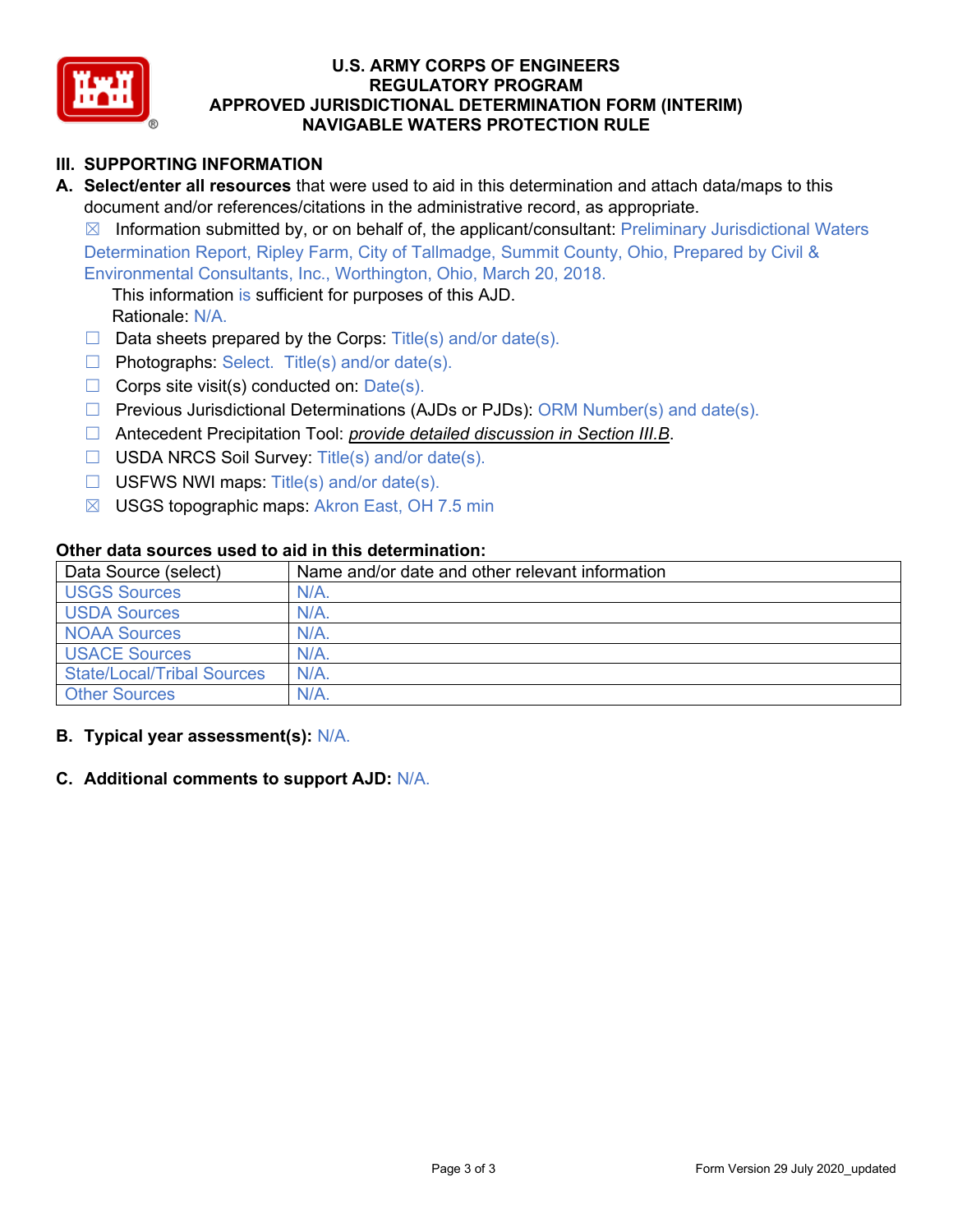**U.S. ARMY CORPS OF ENGINEERS**
**REGULATORY PROGRAM**
**APPROVED JURISDICTIONAL DETERMINATION FORM (INTERIM)**
**NAVIGABLE WATERS PROTECTION RULE**

## III. SUPPORTING INFORMATION

**A. Select/enter all resources** that were used to aid in this determination and attach data/maps to this document and/or references/citations in the administrative record, as appropriate.

☒ Information submitted by, or on behalf of, the applicant/consultant: Preliminary Jurisdictional Waters Determination Report, Ripley Farm, City of Tallmadge, Summit County, Ohio, Prepared by Civil & Environmental Consultants, Inc., Worthington, Ohio, March 20, 2018.

This information is sufficient for purposes of this AJD.
Rationale: N/A.

☐ Data sheets prepared by the Corps: Title(s) and/or date(s).
☐ Photographs: Select. Title(s) and/or date(s).
☐ Corps site visit(s) conducted on: Date(s).
☐ Previous Jurisdictional Determinations (AJDs or PJDs): ORM Number(s) and date(s).
☐ Antecedent Precipitation Tool: *provide detailed discussion in Section III.B*.
☐ USDA NRCS Soil Survey: Title(s) and/or date(s).
☐ USFWS NWI maps: Title(s) and/or date(s).
☒ USGS topographic maps: Akron East, OH 7.5 min

**Other data sources used to aid in this determination:**

| Data Source (select) | Name and/or date and other relevant information |
|---|---|
| USGS Sources | N/A. |
| USDA Sources | N/A. |
| NOAA Sources | N/A. |
| USACE Sources | N/A. |
| State/Local/Tribal Sources | N/A. |
| Other Sources | N/A. |

**B. Typical year assessment(s):** N/A.

**C. Additional comments to support AJD:** N/A.

Form Version 29 July 2020_updated